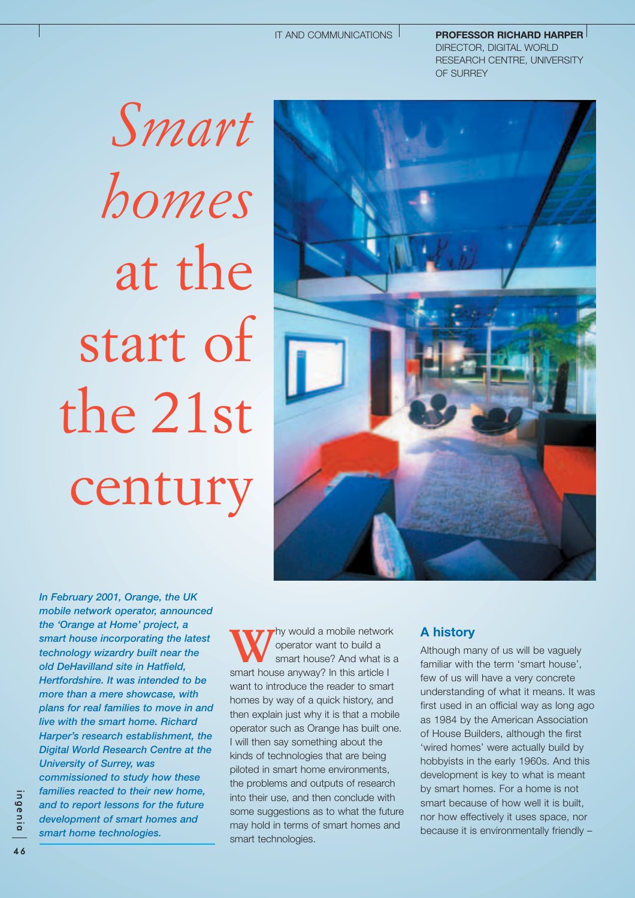PROFESSOR RICHARD HARPER
DIRECTOR, DIGITAL WORLD RESEARCH CENTRE, UNIVERSITY OF SURREY

# *Smart homes* at the start of the 21st century

***In February 2001, Orange, the UK mobile network operator, announced the 'Orange at Home' project, a smart house incorporating the latest technology wizardry built near the old DeHavilland site in Hatfield, Hertfordshire. It was intended to be more than a mere showcase, with plans for real families to move in and live with the smart home. Richard Harper's research establishment, the Digital World Research Centre at the University of Surrey, was commissioned to study how these families reacted to their new home, and to report lessons for the future development of smart homes and smart home technologies.***

Why would a mobile network operator want to build a smart house? And what is a smart house anyway? In this article I want to introduce the reader to smart homes by way of a quick history, and then explain just why it is that a mobile operator such as Orange has built one. I will then say something about the kinds of technologies that are being piloted in smart home environments, the problems and outputs of research into their use, and then conclude with some suggestions as to what the future may hold in terms of smart homes and smart technologies.

## A history

Although many of us will be vaguely familiar with the term 'smart house', few of us will have a very concrete understanding of what it means. It was first used in an official way as long ago as 1984 by the American Association of House Builders, although the first 'wired homes' were actually build by hobbyists in the early 1960s. And this development is key to what is meant by smart homes. For a home is not smart because of how well it is built, nor how effectively it uses space, nor because it is environmentally friendly –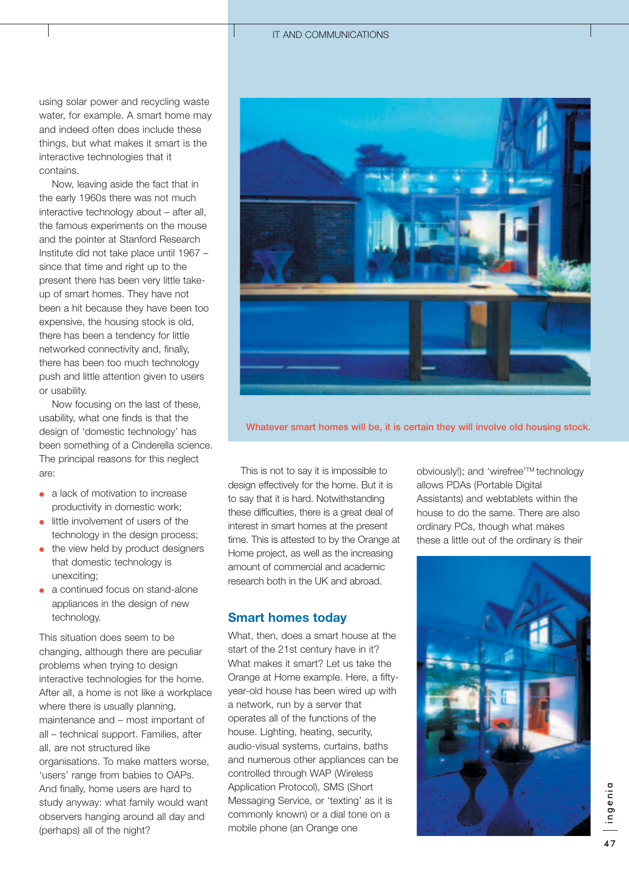using solar power and recycling waste water, for example. A smart home may and indeed often does include these things, but what makes it smart is the interactive technologies that it contains.

Now, leaving aside the fact that in the early 1960s there was not much interactive technology about – after all, the famous experiments on the mouse and the pointer at Stanford Research Institute did not take place until 1967 – since that time and right up to the present there has been very little take-up of smart homes. They have not been a hit because they have been too expensive, the housing stock is old, there has been a tendency for little networked connectivity and, finally, there has been too much technology push and little attention given to users or usability.

Now focusing on the last of these, usability, what one finds is that the design of 'domestic technology' has been something of a Cinderella science. The principal reasons for this neglect are:

- a lack of motivation to increase productivity in domestic work;
- little involvement of users of the technology in the design process;
- the view held by product designers that domestic technology is unexciting;
- a continued focus on stand-alone appliances in the design of new technology.

This situation does seem to be changing, although there are peculiar problems when trying to design interactive technologies for the home. After all, a home is not like a workplace where there is usually planning, maintenance and – most important of all – technical support. Families, after all, are not structured like organisations. To make matters worse, 'users' range from babies to OAPs. And finally, home users are hard to study anyway: what family would want observers hanging around all day and (perhaps) all of the night?

Whatever smart homes will be, it is certain they will involve old housing stock.

This is not to say it is impossible to design effectively for the home. But it is to say that it is hard. Notwithstanding these difficulties, there is a great deal of interest in smart homes at the present time. This is attested to by the Orange at Home project, as well as the increasing amount of commercial and academic research both in the UK and abroad.

## Smart homes today

What, then, does a smart house at the start of the 21st century have in it? What makes it smart? Let us take the Orange at Home example. Here, a fifty-year-old house has been wired up with a network, run by a server that operates all of the functions of the house. Lighting, heating, security, audio-visual systems, curtains, baths and numerous other appliances can be controlled through WAP (Wireless Application Protocol), SMS (Short Messaging Service, or 'texting' as it is commonly known) or a dial tone on a mobile phone (an Orange one obviously!); and 'wirefree'™ technology allows PDAs (Portable Digital Assistants) and webtablets within the house to do the same. There are also ordinary PCs, though what makes these a little out of the ordinary is their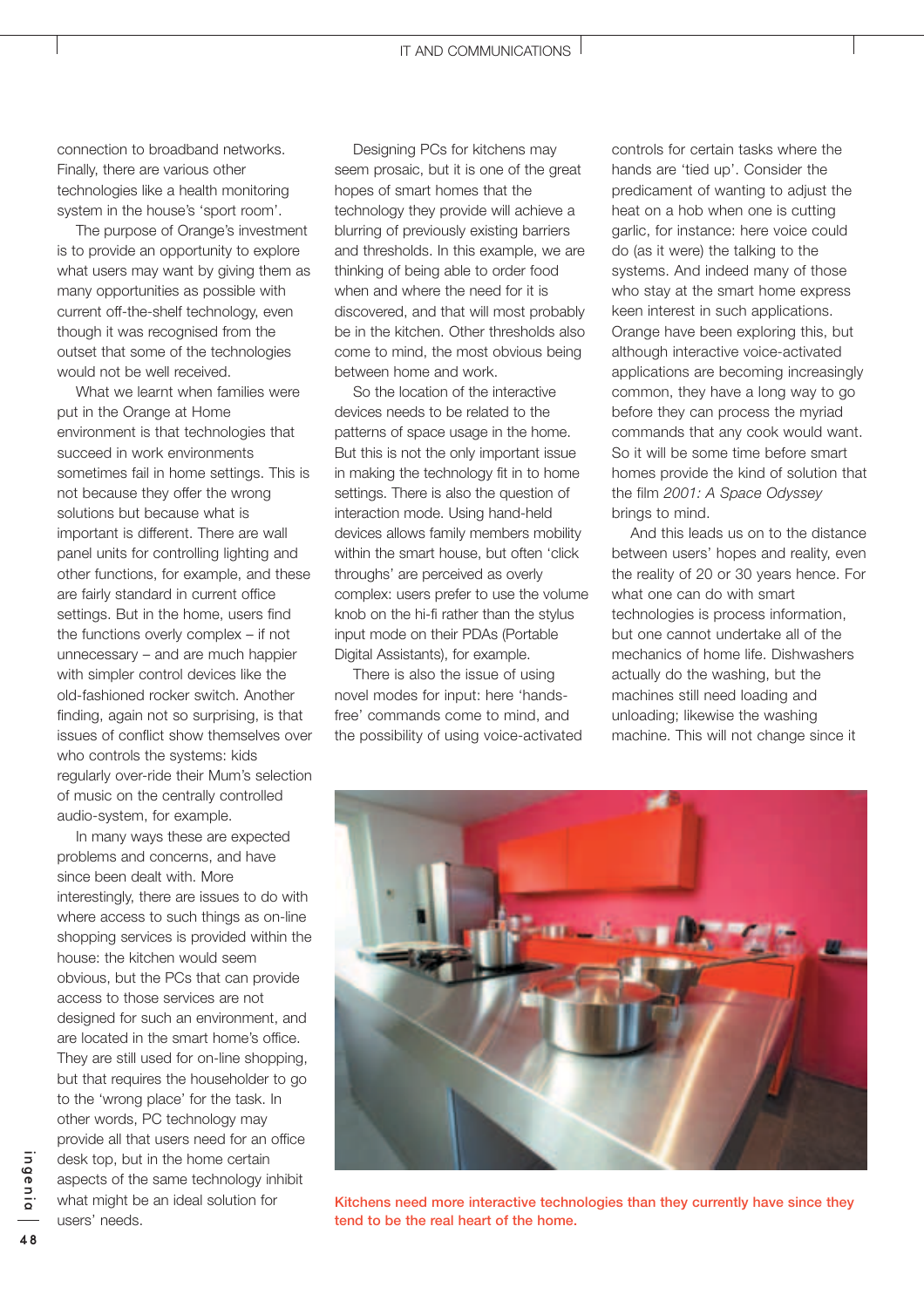connection to broadband networks. Finally, there are various other technologies like a health monitoring system in the house's 'sport room'.

The purpose of Orange's investment is to provide an opportunity to explore what users may want by giving them as many opportunities as possible with current off-the-shelf technology, even though it was recognised from the outset that some of the technologies would not be well received.

What we learnt when families were put in the Orange at Home environment is that technologies that succeed in work environments sometimes fail in home settings. This is not because they offer the wrong solutions but because what is important is different. There are wall panel units for controlling lighting and other functions, for example, and these are fairly standard in current office settings. But in the home, users find the functions overly complex – if not unnecessary – and are much happier with simpler control devices like the old-fashioned rocker switch. Another finding, again not so surprising, is that issues of conflict show themselves over who controls the systems: kids regularly over-ride their Mum's selection of music on the centrally controlled audio-system, for example.

In many ways these are expected problems and concerns, and have since been dealt with. More interestingly, there are issues to do with where access to such things as on-line shopping services is provided within the house: the kitchen would seem obvious, but the PCs that can provide access to those services are not designed for such an environment, and are located in the smart home's office. They are still used for on-line shopping, but that requires the householder to go to the 'wrong place' for the task. In other words, PC technology may provide all that users need for an office desk top, but in the home certain aspects of the same technology inhibit what might be an ideal solution for users' needs.

Designing PCs for kitchens may seem prosaic, but it is one of the great hopes of smart homes that the technology they provide will achieve a blurring of previously existing barriers and thresholds. In this example, we are thinking of being able to order food when and where the need for it is discovered, and that will most probably be in the kitchen. Other thresholds also come to mind, the most obvious being between home and work.

So the location of the interactive devices needs to be related to the patterns of space usage in the home. But this is not the only important issue in making the technology fit in to home settings. There is also the question of interaction mode. Using hand-held devices allows family members mobility within the smart house, but often 'click throughs' are perceived as overly complex: users prefer to use the volume knob on the hi-fi rather than the stylus input mode on their PDAs (Portable Digital Assistants), for example.

There is also the issue of using novel modes for input: here 'hands-free' commands come to mind, and the possibility of using voice-activated controls for certain tasks where the hands are 'tied up'. Consider the predicament of wanting to adjust the heat on a hob when one is cutting garlic, for instance: here voice could do (as it were) the talking to the systems. And indeed many of those who stay at the smart home express keen interest in such applications. Orange have been exploring this, but although interactive voice-activated applications are becoming increasingly common, they have a long way to go before they can process the myriad commands that any cook would want. So it will be some time before smart homes provide the kind of solution that the film *2001: A Space Odyssey* brings to mind.

And this leads us on to the distance between users' hopes and reality, even the reality of 20 or 30 years hence. For what one can do with smart technologies is process information, but one cannot undertake all of the mechanics of home life. Dishwashers actually do the washing, but the machines still need loading and unloading; likewise the washing machine. This will not change since it

Kitchens need more interactive technologies than they currently have since they tend to be the real heart of the home.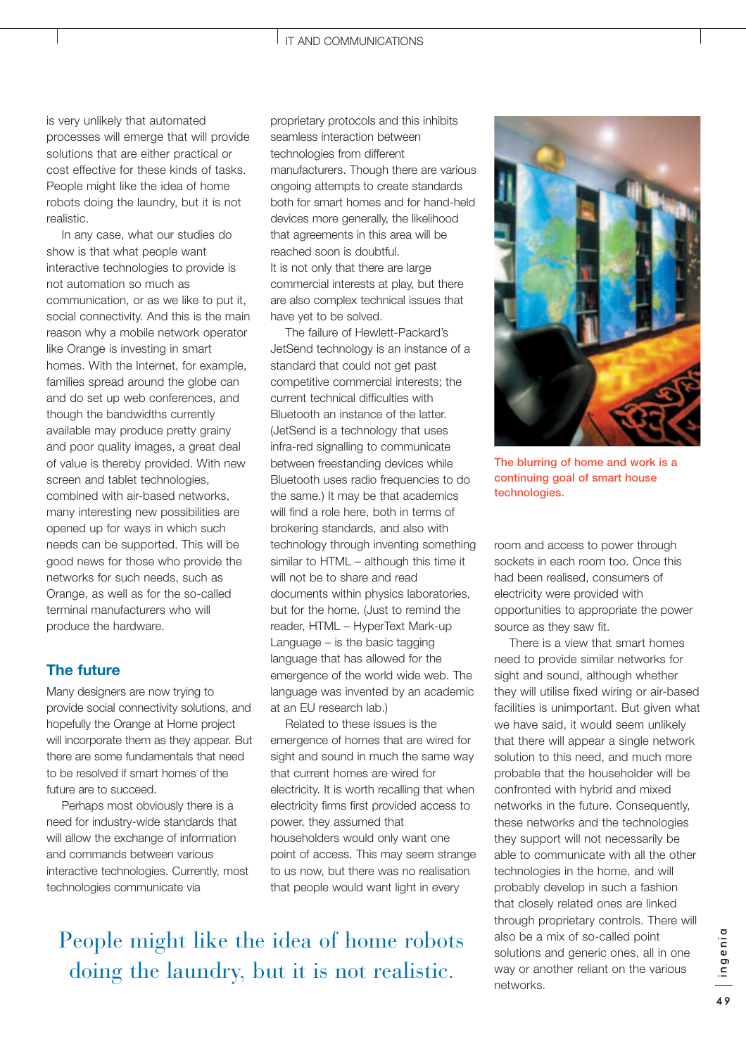is very unlikely that automated processes will emerge that will provide solutions that are either practical or cost effective for these kinds of tasks. People might like the idea of home robots doing the laundry, but it is not realistic.

In any case, what our studies do show is that what people want interactive technologies to provide is not automation so much as communication, or as we like to put it, social connectivity. And this is the main reason why a mobile network operator like Orange is investing in smart homes. With the Internet, for example, families spread around the globe can and do set up web conferences, and though the bandwidths currently available may produce pretty grainy and poor quality images, a great deal of value is thereby provided. With new screen and tablet technologies, combined with air-based networks, many interesting new possibilities are opened up for ways in which such needs can be supported. This will be good news for those who provide the networks for such needs, such as Orange, as well as for the so-called terminal manufacturers who will produce the hardware.

## The future

Many designers are now trying to provide social connectivity solutions, and hopefully the Orange at Home project will incorporate them as they appear. But there are some fundamentals that need to be resolved if smart homes of the future are to succeed.

Perhaps most obviously there is a need for industry-wide standards that will allow the exchange of information and commands between various interactive technologies. Currently, most technologies communicate via proprietary protocols and this inhibits seamless interaction between technologies from different manufacturers. Though there are various ongoing attempts to create standards both for smart homes and for hand-held devices more generally, the likelihood that agreements in this area will be reached soon is doubtful. It is not only that there are large commercial interests at play, but there are also complex technical issues that have yet to be solved.

The failure of Hewlett-Packard's JetSend technology is an instance of a standard that could not get past competitive commercial interests; the current technical difficulties with Bluetooth an instance of the latter. (JetSend is a technology that uses infra-red signalling to communicate between freestanding devices while Bluetooth uses radio frequencies to do the same.) It may be that academics will find a role here, both in terms of brokering standards, and also with technology through inventing something similar to HTML – although this time it will not be to share and read documents within physics laboratories, but for the home. (Just to remind the reader, HTML – HyperText Mark-up Language – is the basic tagging language that has allowed for the emergence of the world wide web. The language was invented by an academic at an EU research lab.)

Related to these issues is the emergence of homes that are wired for sight and sound in much the same way that current homes are wired for electricity. It is worth recalling that when electricity firms first provided access to power, they assumed that householders would only want one point of access. This may seem strange to us now, but there was no realisation that people would want light in every room and access to power through sockets in each room too. Once this had been realised, consumers of electricity were provided with opportunities to appropriate the power source as they saw fit.

> People might like the idea of home robots doing the laundry, but it is not realistic.

The blurring of home and work is a continuing goal of smart house technologies.

There is a view that smart homes need to provide similar networks for sight and sound, although whether they will utilise fixed wiring or air-based facilities is unimportant. But given what we have said, it would seem unlikely that there will appear a single network solution to this need, and much more probable that the householder will be confronted with hybrid and mixed networks in the future. Consequently, these networks and the technologies they support will not necessarily be able to communicate with all the other technologies in the home, and will probably develop in such a fashion that closely related ones are linked through proprietary controls. There will also be a mix of so-called point solutions and generic ones, all in one way or another reliant on the various networks.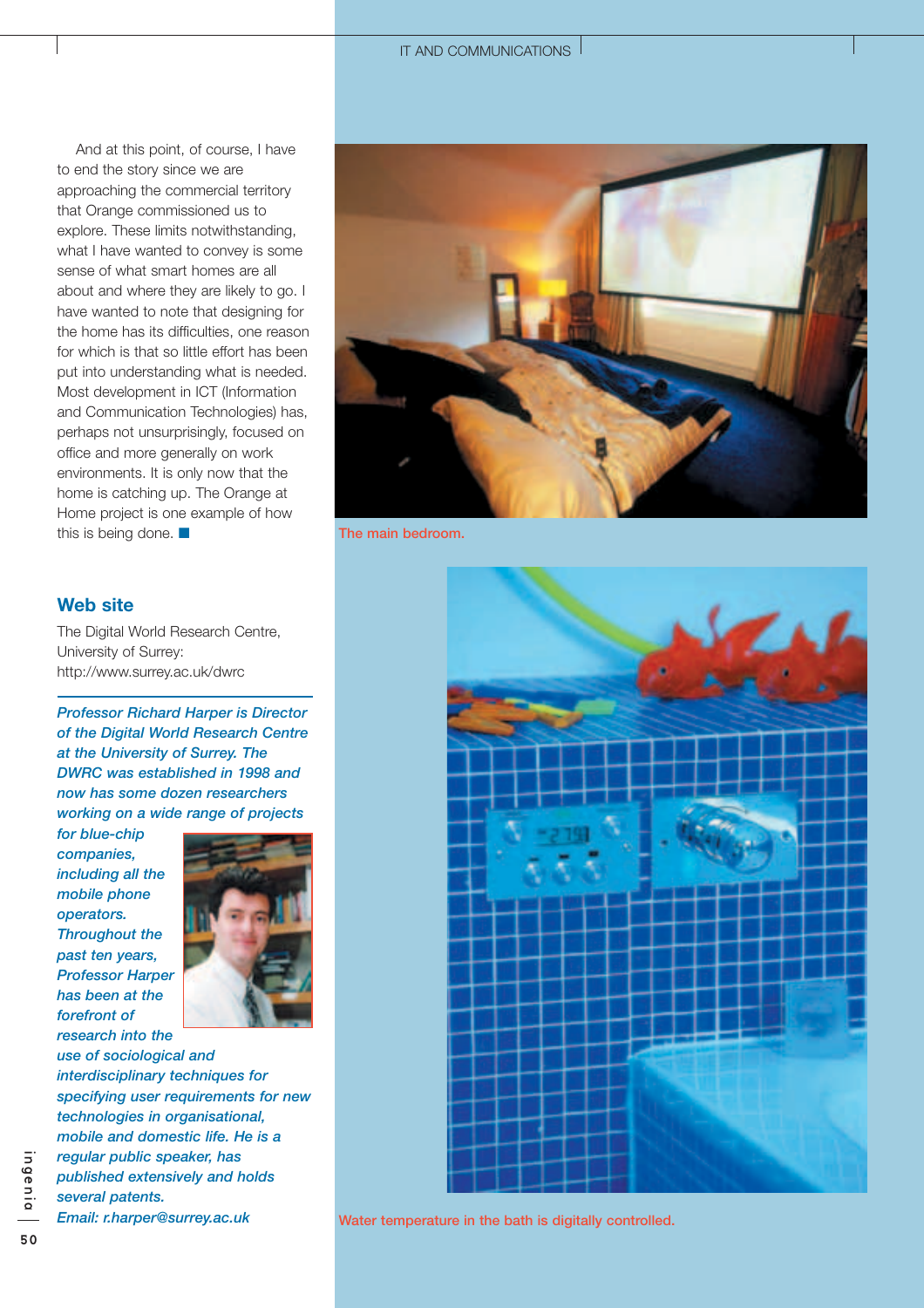And at this point, of course, I have to end the story since we are approaching the commercial territory that Orange commissioned us to explore. These limits notwithstanding, what I have wanted to convey is some sense of what smart homes are all about and where they are likely to go. I have wanted to note that designing for the home has its difficulties, one reason for which is that so little effort has been put into understanding what is needed. Most development in ICT (Information and Communication Technologies) has, perhaps not unsurprisingly, focused on office and more generally on work environments. It is only now that the home is catching up. The Orange at Home project is one example of how this is being done. ■

## Web site

The Digital World Research Centre, University of Surrey: http://www.surrey.ac.uk/dwrc

*Professor Richard Harper is Director of the Digital World Research Centre at the University of Surrey. The DWRC was established in 1998 and now has some dozen researchers working on a wide range of projects for blue-chip companies, including all the mobile phone operators. Throughout the past ten years, Professor Harper has been at the forefront of research into the use of sociological and interdisciplinary techniques for specifying user requirements for new technologies in organisational, mobile and domestic life. He is a regular public speaker, has published extensively and holds several patents.*

*Email: r.harper@surrey.ac.uk*

The main bedroom.

Water temperature in the bath is digitally controlled.